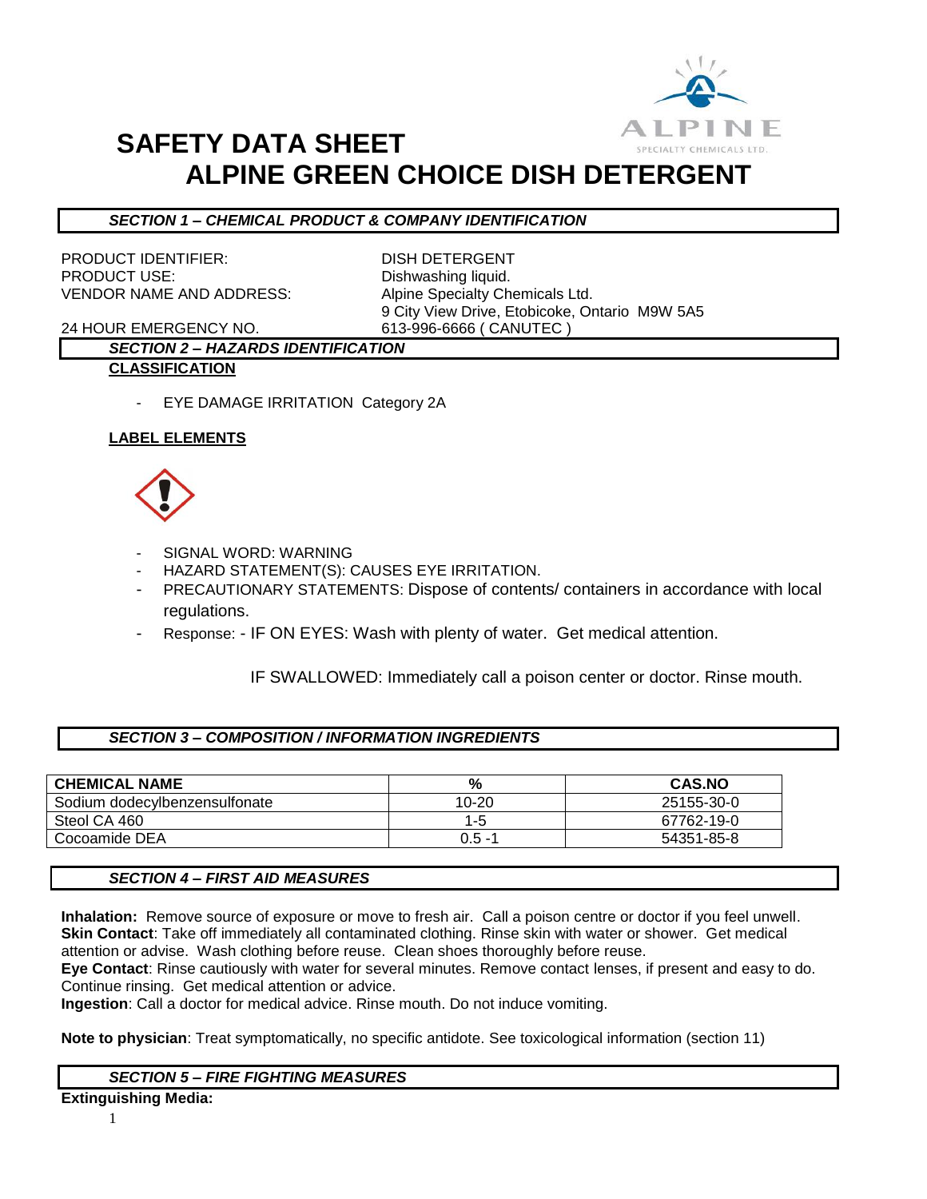# SAFETY DATA SHEET
# ALPINE GREEN CHOICE DISH DETERGENT

## *SECTION 1 – CHEMICAL PRODUCT & COMPANY IDENTIFICATION*

PRODUCT IDENTIFIER: DISH DETERGENT
PRODUCT USE: Dishwashing liquid.
VENDOR NAME AND ADDRESS: Alpine Specialty Chemicals Ltd.
9 City View Drive, Etobicoke, Ontario M9W 5A5
24 HOUR EMERGENCY NO. 613-996-6666 ( CANUTEC )

## *SECTION 2 – HAZARDS IDENTIFICATION*

**CLASSIFICATION**

- EYE DAMAGE IRRITATION Category 2A

**LABEL ELEMENTS**

- SIGNAL WORD: WARNING
- HAZARD STATEMENT(S): CAUSES EYE IRRITATION.
- PRECAUTIONARY STATEMENTS: Dispose of contents/ containers in accordance with local regulations.
- Response: - IF ON EYES: Wash with plenty of water. Get medical attention.

  IF SWALLOWED: Immediately call a poison center or doctor. Rinse mouth.

## *SECTION 3 – COMPOSITION / INFORMATION INGREDIENTS*

| CHEMICAL NAME | % | CAS.NO |
|---|---|---|
| Sodium dodecylbenzensulfonate | 10-20 | 25155-30-0 |
| Steol CA 460 | 1-5 | 67762-19-0 |
| Cocoamide DEA | 0.5 -1 | 54351-85-8 |

## *SECTION 4 – FIRST AID MEASURES*

**Inhalation:** Remove source of exposure or move to fresh air. Call a poison centre or doctor if you feel unwell.
**Skin Contact**: Take off immediately all contaminated clothing. Rinse skin with water or shower. Get medical attention or advise. Wash clothing before reuse. Clean shoes thoroughly before reuse.
**Eye Contact**: Rinse cautiously with water for several minutes. Remove contact lenses, if present and easy to do. Continue rinsing. Get medical attention or advice.
**Ingestion**: Call a doctor for medical advice. Rinse mouth. Do not induce vomiting.

**Note to physician**: Treat symptomatically, no specific antidote. See toxicological information (section 11)

## *SECTION 5 – FIRE FIGHTING MEASURES*

**Extinguishing Media:**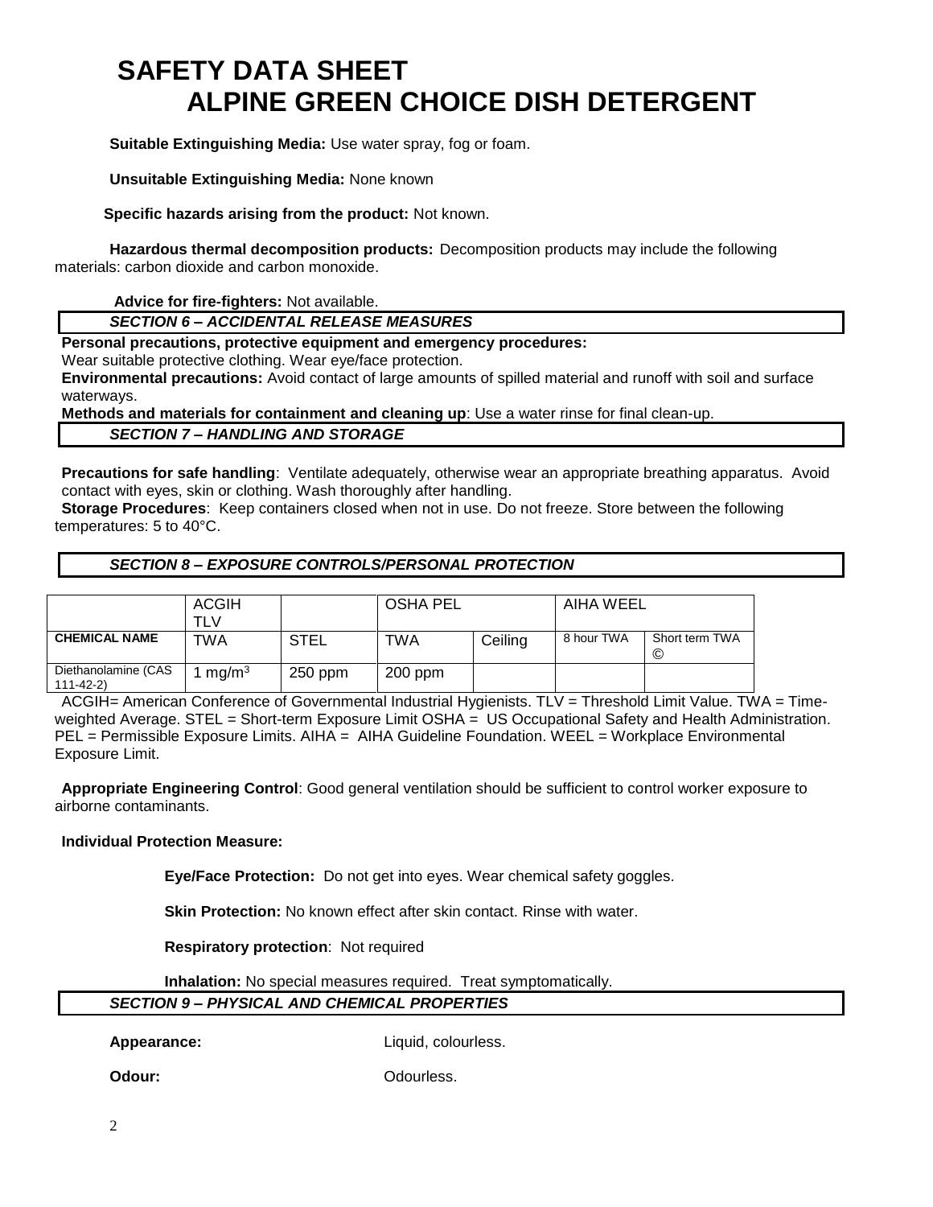# SAFETY DATA SHEET
# ALPINE GREEN CHOICE DISH DETERGENT

**Suitable Extinguishing Media:** Use water spray, fog or foam.

**Unsuitable Extinguishing Media:** None known

**Specific hazards arising from the product:** Not known.

**Hazardous thermal decomposition products:** Decomposition products may include the following materials: carbon dioxide and carbon monoxide.

**Advice for fire-fighters:** Not available.

## *SECTION 6 – ACCIDENTAL RELEASE MEASURES*

**Personal precautions, protective equipment and emergency procedures:**
Wear suitable protective clothing. Wear eye/face protection.

**Environmental precautions:** Avoid contact of large amounts of spilled material and runoff with soil and surface waterways.

**Methods and materials for containment and cleaning up**: Use a water rinse for final clean-up.

## *SECTION 7 – HANDLING AND STORAGE*

**Precautions for safe handling**: Ventilate adequately, otherwise wear an appropriate breathing apparatus. Avoid contact with eyes, skin or clothing. Wash thoroughly after handling.

**Storage Procedures**: Keep containers closed when not in use. Do not freeze. Store between the following temperatures: 5 to 40°C.

## *SECTION 8 – EXPOSURE CONTROLS/PERSONAL PROTECTION*

| | ACGIH TLV | | OSHA PEL | | AIHA WEEL | |
|---|---|---|---|---|---|---|
| **CHEMICAL NAME** | TWA | STEL | TWA | Ceiling | 8 hour TWA | Short term TWA © |
| Diethanolamine (CAS 111-42-2) | 1 $mg/m^3$ | 250 ppm | 200 ppm | | | |

ACGIH= American Conference of Governmental Industrial Hygienists. TLV = Threshold Limit Value. TWA = Time-weighted Average. STEL = Short-term Exposure Limit OSHA = US Occupational Safety and Health Administration. PEL = Permissible Exposure Limits. AIHA = AIHA Guideline Foundation. WEEL = Workplace Environmental Exposure Limit.

**Appropriate Engineering Control**: Good general ventilation should be sufficient to control worker exposure to airborne contaminants.

**Individual Protection Measure:**

**Eye/Face Protection:** Do not get into eyes. Wear chemical safety goggles.

**Skin Protection:** No known effect after skin contact. Rinse with water.

**Respiratory protection**: Not required

**Inhalation:** No special measures required. Treat symptomatically.

## *SECTION 9 – PHYSICAL AND CHEMICAL PROPERTIES*

**Appearance:** Liquid, colourless.

**Odour:** Odourless.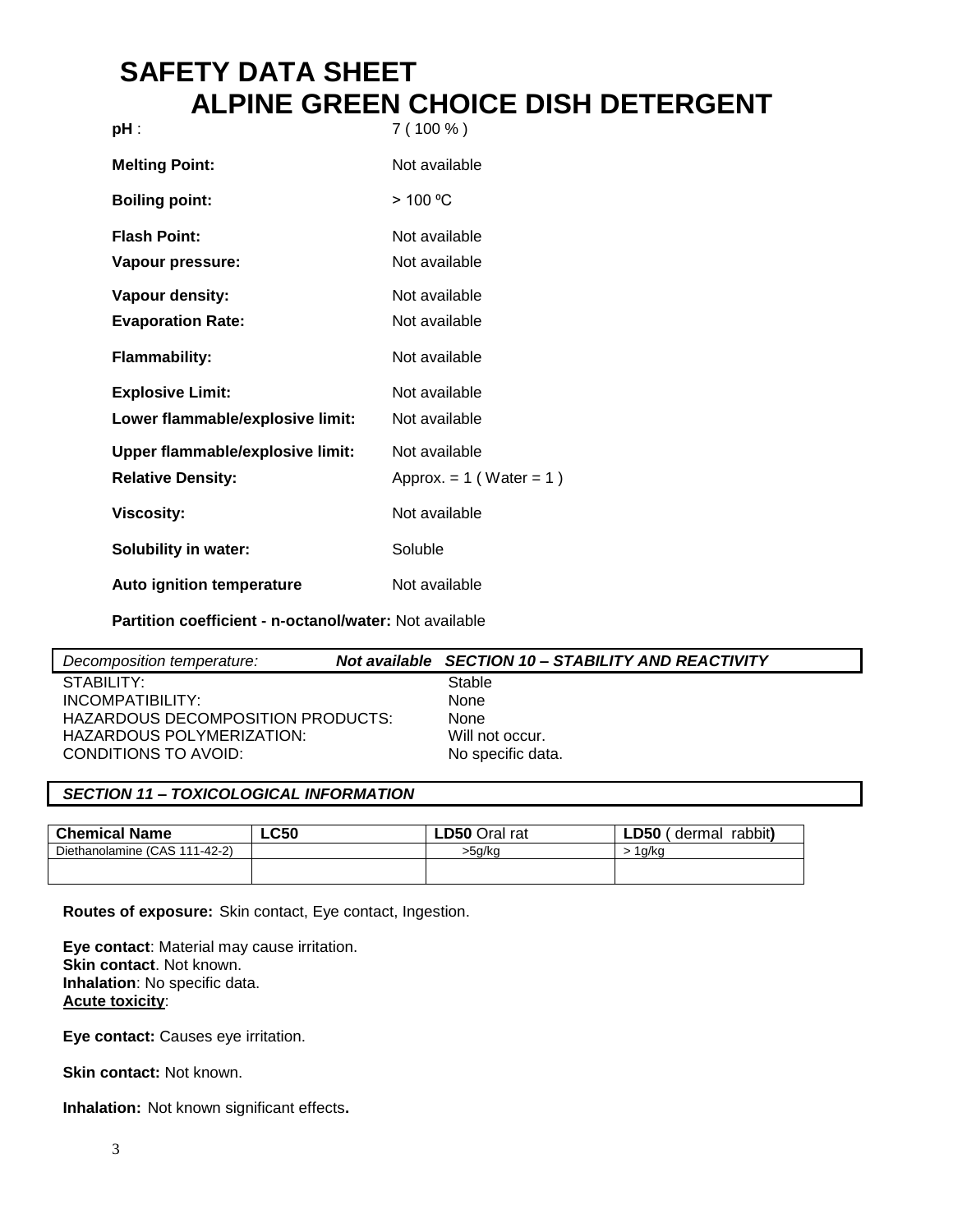# SAFETY DATA SHEET
## ALPINE GREEN CHOICE DISH DETERGENT

| | |
|---|---|
| **pH** : | 7 ( 100 % ) |
| **Melting Point:** | Not available |
| **Boiling point:** | > 100 ºC |
| **Flash Point:** | Not available |
| **Vapour pressure:** | Not available |
| **Vapour density:** | Not available |
| **Evaporation Rate:** | Not available |
| **Flammability:** | Not available |
| **Explosive Limit:** | Not available |
| **Lower flammable/explosive limit:** | Not available |
| **Upper flammable/explosive limit:** | Not available |
| **Relative Density:** | Approx. = 1 ( Water = 1 ) |
| **Viscosity:** | Not available |
| **Solubility in water:** | Soluble |
| **Auto ignition temperature** | Not available |

**Partition coefficient - n-octanol/water:** Not available

*Decomposition temperature:* ***Not available***

### *SECTION 10 – STABILITY AND REACTIVITY*

| | |
|---|---|
| STABILITY: | Stable |
| INCOMPATIBILITY: | None |
| HAZARDOUS DECOMPOSITION PRODUCTS: | None |
| HAZARDOUS POLYMERIZATION: | Will not occur. |
| CONDITIONS TO AVOID: | No specific data. |

### *SECTION 11 – TOXICOLOGICAL INFORMATION*

| Chemical Name | LC50 | LD50 Oral rat | LD50 ( dermal rabbit) |
|---|---|---|---|
| Diethanolamine (CAS 111-42-2) | | >5g/kg | > 1g/kg |
| | | | |

**Routes of exposure:** Skin contact, Eye contact, Ingestion.

**Eye contact**: Material may cause irritation.
**Skin contact**. Not known.
**Inhalation**: No specific data.
**Acute toxicity**:

**Eye contact:** Causes eye irritation.

**Skin contact:** Not known.

**Inhalation:** Not known significant effects**.**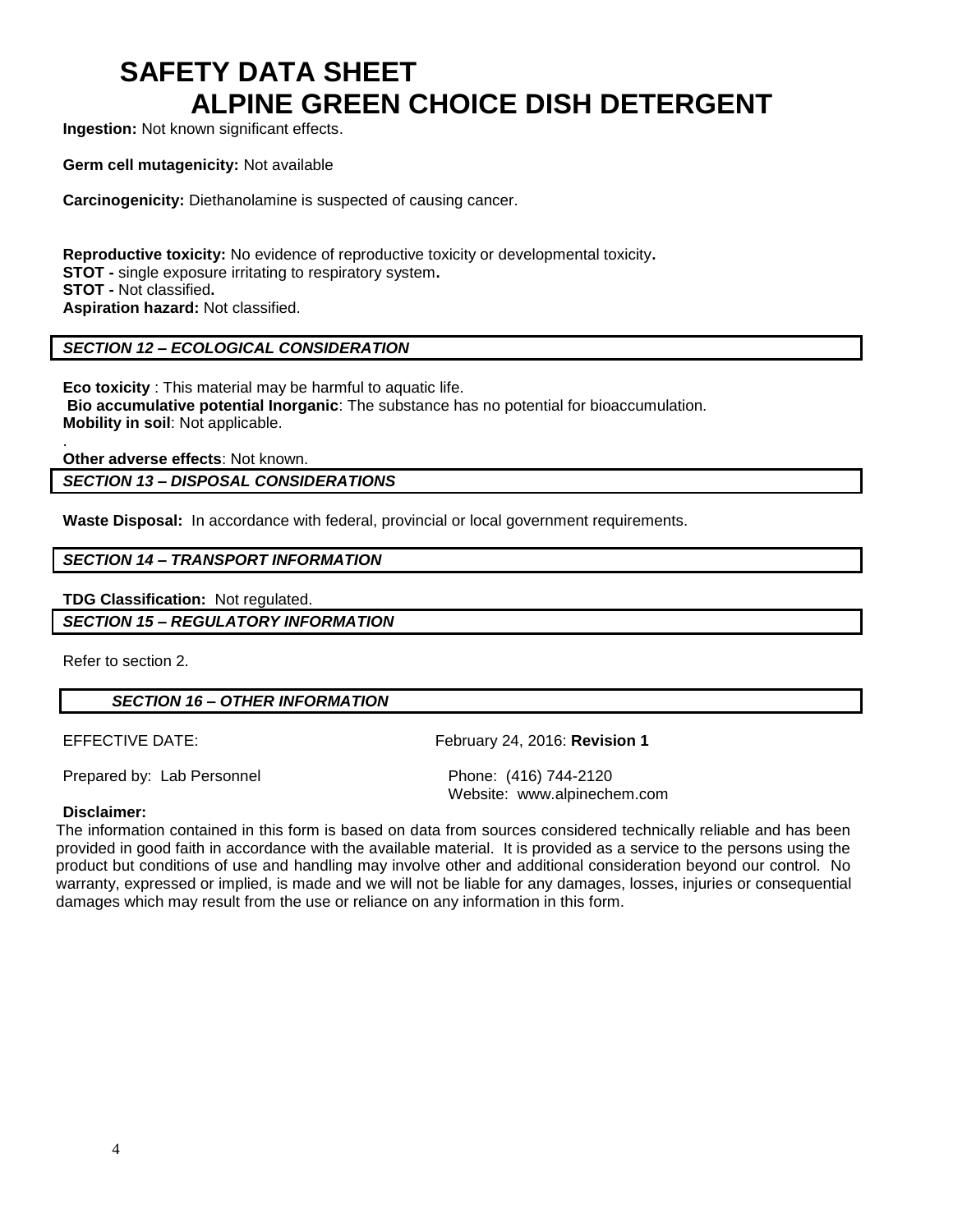**Ingestion:** Not known significant effects.

**Germ cell mutagenicity:** Not available

**Carcinogenicity:** Diethanolamine is suspected of causing cancer.

**Reproductive toxicity:** No evidence of reproductive toxicity or developmental toxicity**.**
**STOT -** single exposure irritating to respiratory system**.**
**STOT -** Not classified**.**
**Aspiration hazard:** Not classified.

### *SECTION 12 – ECOLOGICAL CONSIDERATION*

**Eco toxicity** : This material may be harmful to aquatic life.
**Bio accumulative potential Inorganic**: The substance has no potential for bioaccumulation.
**Mobility in soil**: Not applicable.

.
**Other adverse effects**: Not known.

### *SECTION 13 – DISPOSAL CONSIDERATIONS*

**Waste Disposal:** In accordance with federal, provincial or local government requirements.

### *SECTION 14 – TRANSPORT INFORMATION*

**TDG Classification:** Not regulated.

### *SECTION 15 – REGULATORY INFORMATION*

Refer to section 2.

### *SECTION 16 – OTHER INFORMATION*

EFFECTIVE DATE: February 24, 2016: **Revision 1**

Prepared by: Lab Personnel

Phone: (416) 744-2120
Website: www.alpinechem.com

**Disclaimer:**
The information contained in this form is based on data from sources considered technically reliable and has been provided in good faith in accordance with the available material. It is provided as a service to the persons using the product but conditions of use and handling may involve other and additional consideration beyond our control. No warranty, expressed or implied, is made and we will not be liable for any damages, losses, injuries or consequential damages which may result from the use or reliance on any information in this form.